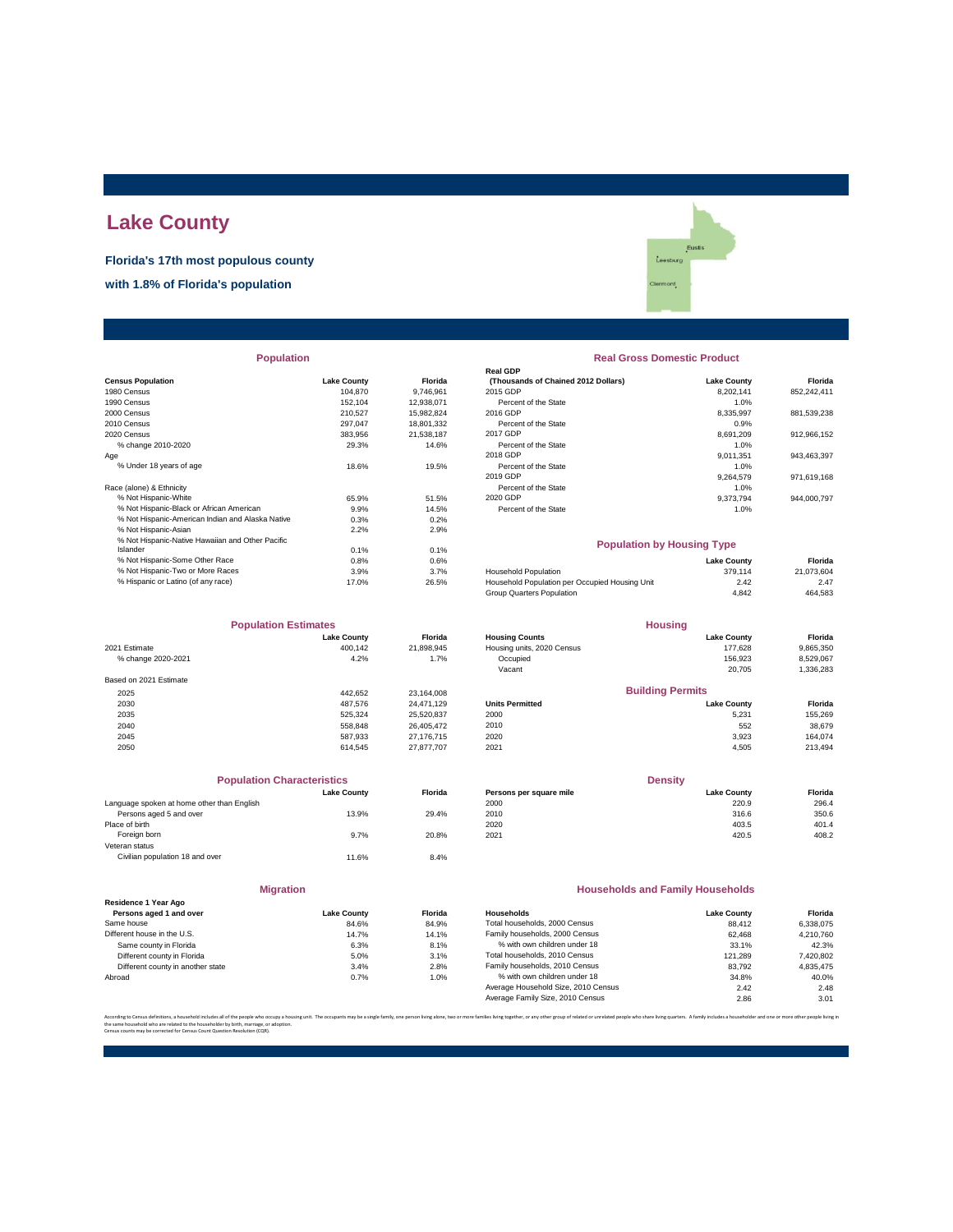# Lake County

**Florida's 17th most populous county**

**with 1.8% of Florida's population**

## Population

| Census Population | Lake County | Florida |
|---|---|---|
| 1980 Census | 104,870 | 9,746,961 |
| 1990 Census | 152,104 | 12,938,071 |
| 2000 Census | 210,527 | 15,982,824 |
| 2010 Census | 297,047 | 18,801,332 |
| 2020 Census | 383,956 | 21,538,187 |
| % change 2010-2020 | 29.3% | 14.6% |
| Age | | |
| % Under 18 years of age | 18.6% | 19.5% |
| Race (alone) & Ethnicity | | |
| % Not Hispanic-White | 65.9% | 51.5% |
| % Not Hispanic-Black or African American | 9.9% | 14.5% |
| % Not Hispanic-American Indian and Alaska Native | 0.3% | 0.2% |
| % Not Hispanic-Asian | 2.2% | 2.9% |
| % Not Hispanic-Native Hawaiian and Other Pacific Islander | 0.1% | 0.1% |
| % Not Hispanic-Some Other Race | 0.8% | 0.6% |
| % Not Hispanic-Two or More Races | 3.9% | 3.7% |
| % Hispanic or Latino (of any race) | 17.0% | 26.5% |

## Real Gross Domestic Product

| Real GDP (Thousands of Chained 2012 Dollars) | Lake County | Florida |
|---|---|---|
| 2015 GDP | 8,202,141 | 852,242,411 |
| Percent of the State | 1.0% | |
| 2016 GDP | 8,335,997 | 881,539,238 |
| Percent of the State | 0.9% | |
| 2017 GDP | 8,691,209 | 912,966,152 |
| Percent of the State | 1.0% | |
| 2018 GDP | 9,011,351 | 943,463,397 |
| Percent of the State | 1.0% | |
| 2019 GDP | 9,264,579 | 971,619,168 |
| Percent of the State | 1.0% | |
| 2020 GDP | 9,373,794 | 944,000,797 |
| Percent of the State | 1.0% | |

## Population by Housing Type

| | Lake County | Florida |
|---|---|---|
| Household Population | 379,114 | 21,073,604 |
| Household Population per Occupied Housing Unit | 2.42 | 2.47 |
| Group Quarters Population | 4,842 | 464,583 |

## Population Estimates

| | Lake County | Florida |
|---|---|---|
| 2021 Estimate | 400,142 | 21,898,945 |
| % change 2020-2021 | 4.2% | 1.7% |
| Based on 2021 Estimate | | |
| 2025 | 442,652 | 23,164,008 |
| 2030 | 487,576 | 24,471,129 |
| 2035 | 525,324 | 25,520,837 |
| 2040 | 558,848 | 26,405,472 |
| 2045 | 587,933 | 27,176,715 |
| 2050 | 614,545 | 27,877,707 |

## Housing

| Housing Counts | Lake County | Florida |
|---|---|---|
| Housing units, 2020 Census | 177,628 | 9,865,350 |
| Occupied | 156,923 | 8,529,067 |
| Vacant | 20,705 | 1,336,283 |

## Building Permits

| Units Permitted | Lake County | Florida |
|---|---|---|
| 2000 | 5,231 | 155,269 |
| 2010 | 552 | 38,679 |
| 2020 | 3,923 | 164,074 |
| 2021 | 4,505 | 213,494 |

## Population Characteristics

| | Lake County | Florida |
|---|---|---|
| Language spoken at home other than English | | |
| Persons aged 5 and over | 13.9% | 29.4% |
| Place of birth | | |
| Foreign born | 9.7% | 20.8% |
| Veteran status | | |
| Civilian population 18 and over | 11.6% | 8.4% |

## Density

| Persons per square mile | Lake County | Florida |
|---|---|---|
| 2000 | 220.9 | 296.4 |
| 2010 | 316.6 | 350.6 |
| 2020 | 403.5 | 401.4 |
| 2021 | 420.5 | 408.2 |

## Migration

| Residence 1 Year Ago<br>Persons aged 1 and over | Lake County | Florida |
|---|---|---|
| Same house | 84.6% | 84.9% |
| Different house in the U.S. | 14.7% | 14.1% |
| Same county in Florida | 6.3% | 8.1% |
| Different county in Florida | 5.0% | 3.1% |
| Different county in another state | 3.4% | 2.8% |
| Abroad | 0.7% | 1.0% |

## Households and Family Households

| Households | Lake County | Florida |
|---|---|---|
| Total households, 2000 Census | 88,412 | 6,338,075 |
| Family households, 2000 Census | 62,468 | 4,210,760 |
| % with own children under 18 | 33.1% | 42.3% |
| Total households, 2010 Census | 121,289 | 7,420,802 |
| Family households, 2010 Census | 83,792 | 4,835,475 |
| % with own children under 18 | 34.8% | 40.0% |
| Average Household Size, 2010 Census | 2.42 | 2.48 |
| Average Family Size, 2010 Census | 2.86 | 3.01 |

According to Census definitions, a household includes all of the people who occupy a housing unit. The occupants may be a single family, one person living alone, two or more families living together, or any other group of related or unrelated people who share living quarters. A family includes a householder and one or more other people living in the same household who are related to the householder by birth, marriage, or adoption.
Census counts may be corrected for Census Count Question Resolution (CQR).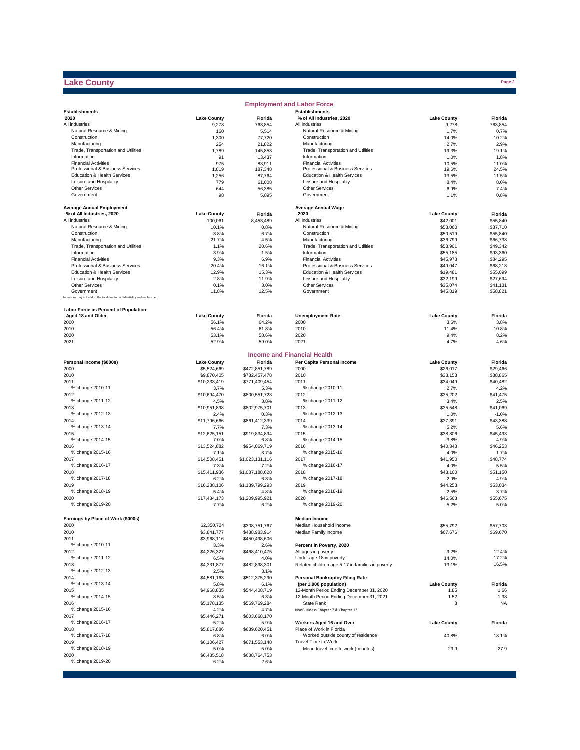# Lake County

## Employment and Labor Force

| Establishments 2020 | Lake County | Florida |
|---|---|---|
| All industries | 9,278 | 763,854 |
| Natural Resource & Mining | 160 | 5,514 |
| Construction | 1,300 | 77,720 |
| Manufacturing | 254 | 21,822 |
| Trade, Transportation and Utilities | 1,789 | 145,853 |
| Information | 91 | 13,437 |
| Financial Activities | 975 | 83,911 |
| Professional & Business Services | 1,819 | 187,348 |
| Education & Health Services | 1,256 | 87,764 |
| Leisure and Hospitality | 779 | 61,008 |
| Other Services | 644 | 56,385 |
| Government | 98 | 5,895 |

| Establishments % of All Industries, 2020 | Lake County | Florida |
|---|---|---|
| All industries | 9,278 | 763,854 |
| Natural Resource & Mining | 1.7% | 0.7% |
| Construction | 14.0% | 10.2% |
| Manufacturing | 2.7% | 2.9% |
| Trade, Transportation and Utilities | 19.3% | 19.1% |
| Information | 1.0% | 1.8% |
| Financial Activities | 10.5% | 11.0% |
| Professional & Business Services | 19.6% | 24.5% |
| Education & Health Services | 13.5% | 11.5% |
| Leisure and Hospitality | 8.4% | 8.0% |
| Other Services | 6.9% | 7.4% |
| Government | 1.1% | 0.8% |

| Average Annual Employment % of All Industries, 2020 | Lake County | Florida |
|---|---|---|
| All industries | 100,061 | 8,453,489 |
| Natural Resource & Mining | 10.1% | 0.8% |
| Construction | 3.8% | 6.7% |
| Manufacturing | 21.7% | 4.5% |
| Trade, Transportation and Utilities | 1.1% | 20.6% |
| Information | 3.9% | 1.5% |
| Financial Activities | 9.3% | 6.9% |
| Professional & Business Services | 20.4% | 16.1% |
| Education & Health Services | 12.9% | 15.3% |
| Leisure and Hospitality | 2.8% | 11.9% |
| Other Services | 0.1% | 3.0% |
| Government | 11.8% | 12.5% |

Industries may not add to the total due to confidentiality and unclassified.

| Average Annual Wage 2020 | Lake County | Florida |
|---|---|---|
| All industries | $42,001 | $55,840 |
| Natural Resource & Mining | $53,060 | $37,710 |
| Construction | $50,519 | $55,840 |
| Manufacturing | $36,799 | $66,738 |
| Trade, Transportation and Utilities | $53,901 | $49,342 |
| Information | $55,185 | $93,360 |
| Financial Activities | $45,978 | $84,295 |
| Professional & Business Services | $49,047 | $68,218 |
| Education & Health Services | $19,481 | $55,099 |
| Leisure and Hospitality | $32,199 | $27,694 |
| Other Services | $35,074 | $41,131 |
| Government | $45,819 | $58,821 |

| Labor Force as Percent of Population Aged 18 and Older | Lake County | Florida |
|---|---|---|
| 2000 | 56.1% | 64.2% |
| 2010 | 56.4% | 61.8% |
| 2020 | 53.1% | 58.6% |
| 2021 | 52.9% | 59.0% |

| Unemployment Rate | Lake County | Florida |
|---|---|---|
| 2000 | 3.6% | 3.8% |
| 2010 | 11.4% | 10.8% |
| 2020 | 9.4% | 8.2% |
| 2021 | 4.7% | 4.6% |

## Income and Financial Health

| Personal Income ($000s) | Lake County | Florida |
|---|---|---|
| 2000 | $5,524,669 | $472,851,789 |
| 2010 | $9,870,405 | $732,457,478 |
| 2011 | $10,233,419 | $771,409,454 |
| % change 2010-11 | 3.7% | 5.3% |
| 2012 | $10,694,470 | $800,551,723 |
| % change 2011-12 | 4.5% | 3.8% |
| 2013 | $10,951,898 | $802,975,701 |
| % change 2012-13 | 2.4% | 0.3% |
| 2014 | $11,796,666 | $861,412,339 |
| % change 2013-14 | 7.7% | 7.3% |
| 2015 | $12,625,151 | $919,834,894 |
| % change 2014-15 | 7.0% | 6.8% |
| 2016 | $13,524,882 | $954,069,719 |
| % change 2015-16 | 7.1% | 3.7% |
| 2017 | $14,508,451 | $1,023,131,116 |
| % change 2016-17 | 7.3% | 7.2% |
| 2018 | $15,411,936 | $1,087,188,628 |
| % change 2017-18 | 6.2% | 6.3% |
| 2019 | $16,238,106 | $1,139,799,293 |
| % change 2018-19 | 5.4% | 4.8% |
| 2020 | $17,484,173 | $1,209,995,921 |
| % change 2019-20 | 7.7% | 6.2% |

| Per Capita Personal Income | Lake County | Florida |
|---|---|---|
| 2000 | $26,017 | $29,466 |
| 2010 | $33,153 | $38,865 |
| 2011 | $34,049 | $40,482 |
| % change 2010-11 | 2.7% | 4.2% |
| 2012 | $35,202 | $41,475 |
| % change 2011-12 | 3.4% | 2.5% |
| 2013 | $35,548 | $41,069 |
| % change 2012-13 | 1.0% | -1.0% |
| 2014 | $37,391 | $43,388 |
| % change 2013-14 | 5.2% | 5.6% |
| 2015 | $38,806 | $45,493 |
| % change 2014-15 | 3.8% | 4.9% |
| 2016 | $40,348 | $46,253 |
| % change 2015-16 | 4.0% | 1.7% |
| 2017 | $41,950 | $48,774 |
| % change 2016-17 | 4.0% | 5.5% |
| 2018 | $43,160 | $51,150 |
| % change 2017-18 | 2.9% | 4.9% |
| 2019 | $44,253 | $53,034 |
| % change 2018-19 | 2.5% | 3.7% |
| 2020 | $46,563 | $55,675 |
| % change 2019-20 | 5.2% | 5.0% |

| Earnings by Place of Work ($000s) | Lake County | Florida |
|---|---|---|
| 2000 | $2,350,724 | $308,751,767 |
| 2010 | $3,841,777 | $438,983,914 |
| 2011 | $3,968,116 | $450,498,606 |
| % change 2010-11 | 3.3% | 2.6% |
| 2012 | $4,226,327 | $468,410,475 |
| % change 2011-12 | 6.5% | 4.0% |
| 2013 | $4,331,877 | $482,898,301 |
| % change 2012-13 | 2.5% | 3.1% |
| 2014 | $4,581,163 | $512,375,290 |
| % change 2013-14 | 5.8% | 6.1% |
| 2015 | $4,968,835 | $544,408,719 |
| % change 2014-15 | 8.5% | 6.3% |
| 2016 | $5,178,135 | $569,769,284 |
| % change 2015-16 | 4.2% | 4.7% |
| 2017 | $5,446,271 | $603,668,170 |
| % change 2016-17 | 5.2% | 5.9% |
| 2018 | $5,817,886 | $639,620,451 |
| % change 2017-18 | 6.8% | 6.0% |
| 2019 | $6,106,427 | $671,553,148 |
| % change 2018-19 | 5.0% | 5.0% |
| 2020 | $6,485,518 | $688,764,753 |
| % change 2019-20 | 6.2% | 2.6% |

| Median Income | Lake County | Florida |
|---|---|---|
| Median Household Income | $55,792 | $57,703 |
| Median Family Income | $67,676 | $69,670 |

| Percent in Poverty, 2020 | Lake County | Florida |
|---|---|---|
| All ages in poverty | 9.2% | 12.4% |
| Under age 18 in poverty | 14.0% | 17.2% |
| Related children age 5-17 in families in poverty | 13.1% | 16.5% |

| Personal Bankruptcy Filing Rate (per 1,000 population) | Lake County | Florida |
|---|---|---|
| 12-Month Period Ending December 31, 2020 | 1.85 | 1.66 |
| 12-Month Period Ending December 31, 2021 | 1.52 | 1.38 |
| State Rank | 8 | NA |

NonBusiness Chapter 7 & Chapter 13

| Workers Aged 16 and Over | Lake County | Florida |
|---|---|---|
| Place of Work in Florida | | |
| Worked outside county of residence | 40.8% | 18.1% |
| Travel Time to Work | | |
| Mean travel time to work (minutes) | 29.9 | 27.9 |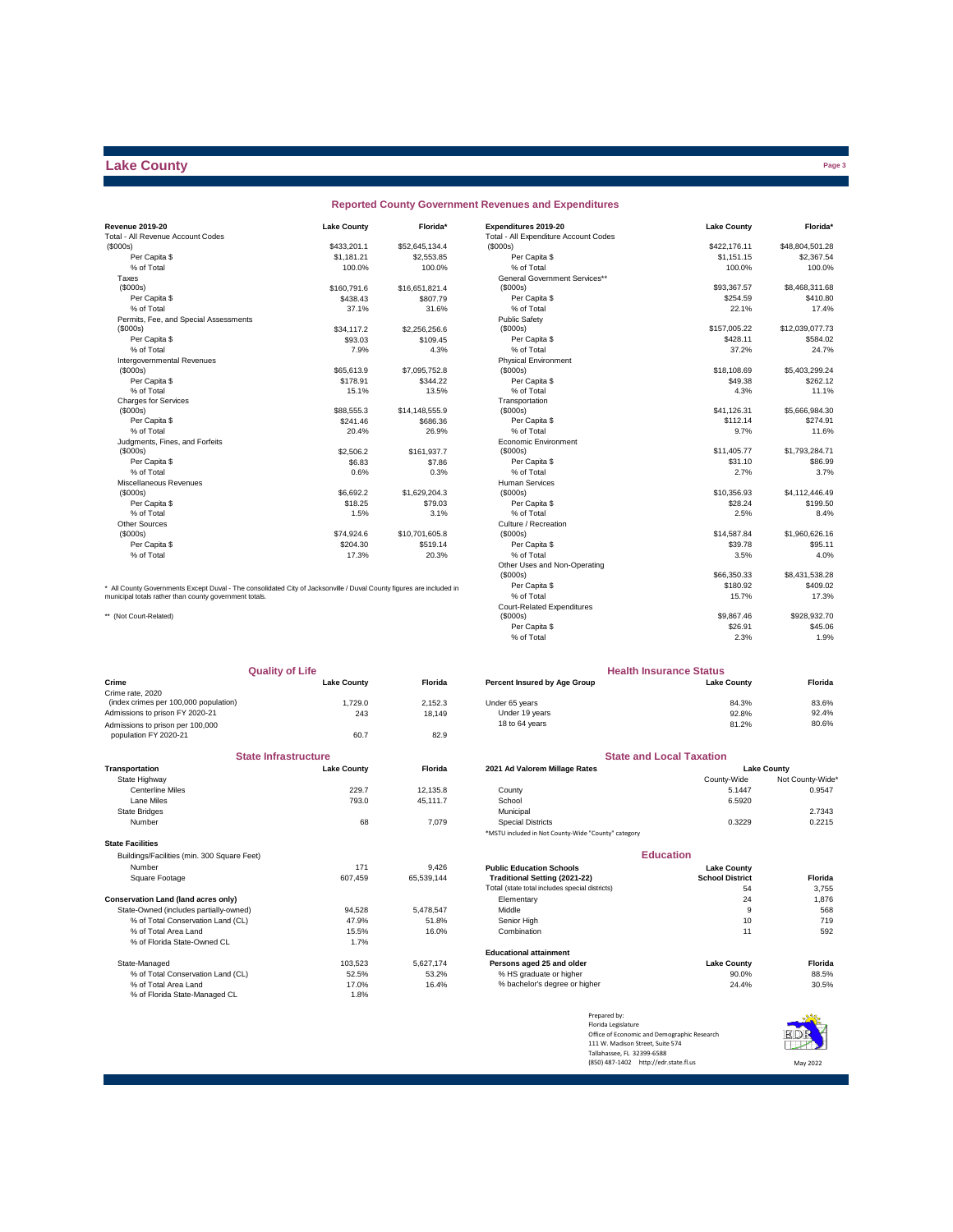# Lake County

## Reported County Government Revenues and Expenditures

| Revenue 2019-20 | Lake County | Florida* |
|---|---|---|
| Total - All Revenue Account Codes | | |
| ($000s) | $433,201.1 | $52,645,134.4 |
| Per Capita $ | $1,181.21 | $2,553.85 |
| % of Total | 100.0% | 100.0% |
| Taxes | | |
| ($000s) | $160,791.6 | $16,651,821.4 |
| Per Capita $ | $438.43 | $807.79 |
| % of Total | 37.1% | 31.6% |
| Permits, Fee, and Special Assessments | | |
| ($000s) | $34,117.2 | $2,256,256.6 |
| Per Capita $ | $93.03 | $109.45 |
| % of Total | 7.9% | 4.3% |
| Intergovernmental Revenues | | |
| ($000s) | $65,613.9 | $7,095,752.8 |
| Per Capita $ | $178.91 | $344.22 |
| % of Total | 15.1% | 13.5% |
| Charges for Services | | |
| ($000s) | $88,555.3 | $14,148,555.9 |
| Per Capita $ | $241.46 | $686.36 |
| % of Total | 20.4% | 26.9% |
| Judgments, Fines, and Forfeits | | |
| ($000s) | $2,506.2 | $161,937.7 |
| Per Capita $ | $6.83 | $7.86 |
| % of Total | 0.6% | 0.3% |
| Miscellaneous Revenues | | |
| ($000s) | $6,692.2 | $1,629,204.3 |
| Per Capita $ | $18.25 | $79.03 |
| % of Total | 1.5% | 3.1% |
| Other Sources | | |
| ($000s) | $74,924.6 | $10,701,605.8 |
| Per Capita $ | $204.30 | $519.14 |
| % of Total | 17.3% | 20.3% |

\* All County Governments Except Duval - The consolidated City of Jacksonville / Duval County figures are included in municipal totals rather than county government totals.

\*\* (Not Court-Related)

| Expenditures 2019-20 | Lake County | Florida* |
|---|---|---|
| Total - All Expenditure Account Codes | | |
| ($000s) | $422,176.11 | $48,804,501.28 |
| Per Capita $ | $1,151.15 | $2,367.54 |
| % of Total | 100.0% | 100.0% |
| General Government Services** | | |
| ($000s) | $93,367.57 | $8,468,311.68 |
| Per Capita $ | $254.59 | $410.80 |
| % of Total | 22.1% | 17.4% |
| Public Safety | | |
| ($000s) | $157,005.22 | $12,039,077.73 |
| Per Capita $ | $428.11 | $584.02 |
| % of Total | 37.2% | 24.7% |
| Physical Environment | | |
| ($000s) | $18,108.69 | $5,403,299.24 |
| Per Capita $ | $49.38 | $262.12 |
| % of Total | 4.3% | 11.1% |
| Transportation | | |
| ($000s) | $41,126.31 | $5,666,984.30 |
| Per Capita $ | $112.14 | $274.91 |
| % of Total | 9.7% | 11.6% |
| Economic Environment | | |
| ($000s) | $11,405.77 | $1,793,284.71 |
| Per Capita $ | $31.10 | $86.99 |
| % of Total | 2.7% | 3.7% |
| Human Services | | |
| ($000s) | $10,356.93 | $4,112,446.49 |
| Per Capita $ | $28.24 | $199.50 |
| % of Total | 2.5% | 8.4% |
| Culture / Recreation | | |
| ($000s) | $14,587.84 | $1,960,626.16 |
| Per Capita $ | $39.78 | $95.11 |
| % of Total | 3.5% | 4.0% |
| Other Uses and Non-Operating | | |
| ($000s) | $66,350.33 | $8,431,538.28 |
| Per Capita $ | $180.92 | $409.02 |
| % of Total | 15.7% | 17.3% |
| Court-Related Expenditures | | |
| ($000s) | $9,867.46 | $928,932.70 |
| Per Capita $ | $26.91 | $45.06 |
| % of Total | 2.3% | 1.9% |

## Quality of Life

| Crime | Lake County | Florida |
|---|---|---|
| Crime rate, 2020 (index crimes per 100,000 population) | 1,729.0 | 2,152.3 |
| Admissions to prison FY 2020-21 | 243 | 18,149 |
| Admissions to prison per 100,000 population FY 2020-21 | 60.7 | 82.9 |

## Health Insurance Status

| Percent Insured by Age Group | Lake County | Florida |
|---|---|---|
| Under 65 years | 84.3% | 83.6% |
| Under 19 years | 92.8% | 92.4% |
| 18 to 64 years | 81.2% | 80.6% |

## State Infrastructure

| Transportation | Lake County | Florida |
|---|---|---|
| State Highway | | |
| Centerline Miles | 229.7 | 12,135.8 |
| Lane Miles | 793.0 | 45,111.7 |
| State Bridges | | |
| Number | 68 | 7,079 |
| **State Facilities** | | |
| Buildings/Facilities (min. 300 Square Feet) | | |
| Number | 171 | 9,426 |
| Square Footage | 607,459 | 65,539,144 |
| **Conservation Land (land acres only)** | | |
| State-Owned (includes partially-owned) | 94,528 | 5,478,547 |
| % of Total Conservation Land (CL) | 47.9% | 51.8% |
| % of Total Area Land | 15.5% | 16.0% |
| % of Florida State-Owned CL | 1.7% | |
| State-Managed | 103,523 | 5,627,174 |
| % of Total Conservation Land (CL) | 52.5% | 53.2% |
| % of Total Area Land | 17.0% | 16.4% |
| % of Florida State-Managed CL | 1.8% | |

## State and Local Taxation

| 2021 Ad Valorem Millage Rates | Lake County | |
|---|---|---|
| | County-Wide | Not County-Wide* |
| County | 5.1447 | 0.9547 |
| School | 6.5920 | |
| Municipal | | 2.7343 |
| Special Districts | 0.3229 | 0.2215 |

\*MSTU included in Not County-Wide "County" category

## Education

| Public Education Schools Traditional Setting (2021-22) | Lake County School District | Florida |
|---|---|---|
| Total (state total includes special districts) | 54 | 3,755 |
| Elementary | 24 | 1,876 |
| Middle | 9 | 568 |
| Senior High | 10 | 719 |
| Combination | 11 | 592 |

| Educational attainment Persons aged 25 and older | Lake County | Florida |
|---|---|---|
| % HS graduate or higher | 90.0% | 88.5% |
| % bachelor's degree or higher | 24.4% | 30.5% |

Prepared by:
Florida Legislature
Office of Economic and Demographic Research
111 W. Madison Street, Suite 574
Tallahassee, FL 32399-6588
(850) 487-1402 http://edr.state.fl.us

May 2022